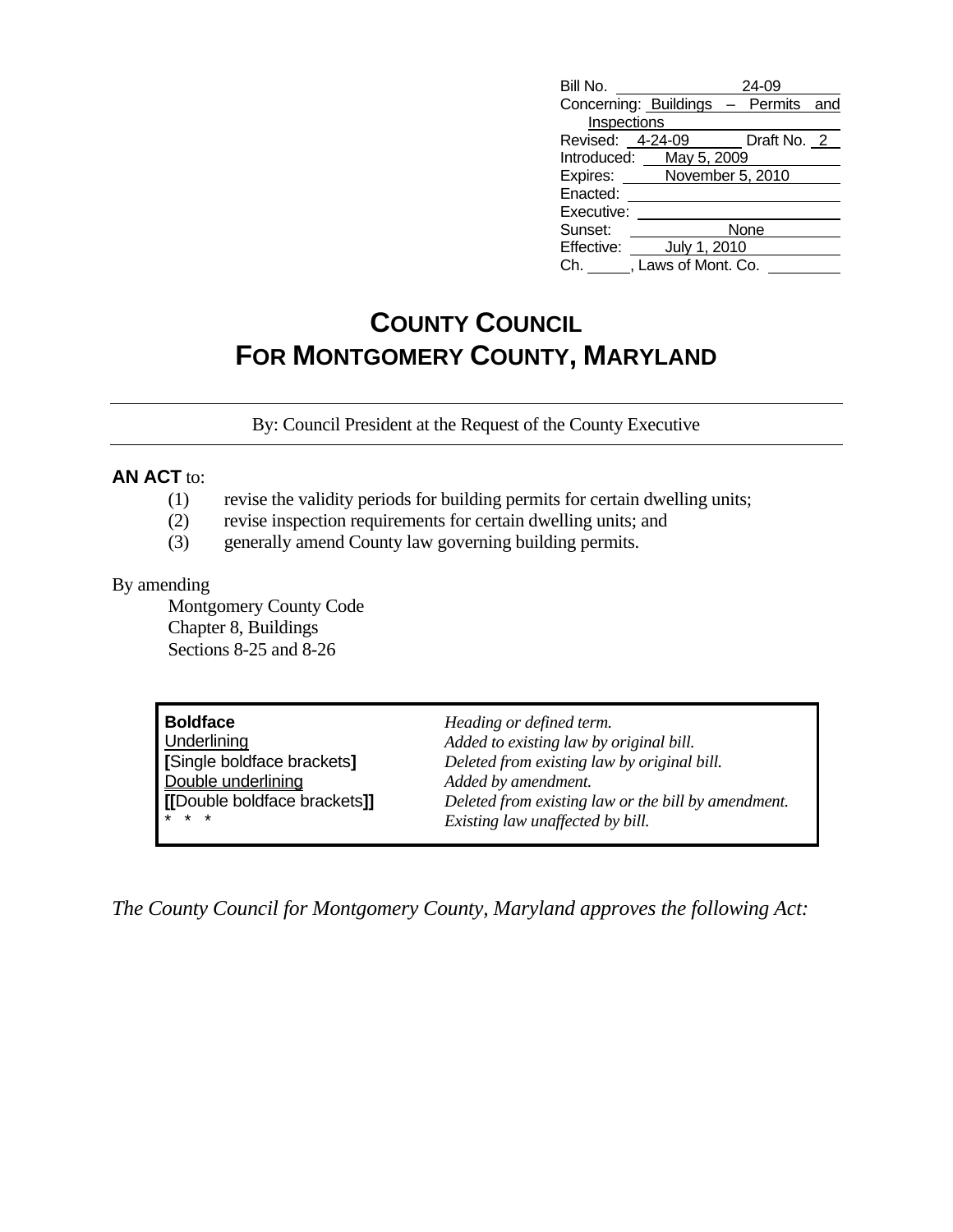| | |
|---|---|
| Bill No. | 24-09 |
| Concerning: | Buildings – Permits and Inspections |
| Revised: | 4-24-09 Draft No. 2 |
| Introduced: | May 5, 2009 |
| Expires: | November 5, 2010 |
| Enacted: | |
| Executive: | |
| Sunset: | None |
| Effective: | July 1, 2010 |
| Ch. ____, Laws of Mont. Co. | |

# COUNTY COUNCIL
# FOR MONTGOMERY COUNTY, MARYLAND

By: Council President at the Request of the County Executive

**AN ACT** to:

(1) revise the validity periods for building permits for certain dwelling units;

(2) revise inspection requirements for certain dwelling units; and

(3) generally amend County law governing building permits.

By amending

Montgomery County Code
Chapter 8, Buildings
Sections 8-25 and 8-26

| | |
|---|---|
| **Boldface** | *Heading or defined term.* |
| Underlining | *Added to existing law by original bill.* |
| **[**Single boldface brackets**]** | *Deleted from existing law by original bill.* |
| Double underlining | *Added by amendment.* |
| **[[**Double boldface brackets**]]** | *Deleted from existing law or the bill by amendment.* |
| * * * | *Existing law unaffected by bill.* |

*The County Council for Montgomery County, Maryland approves the following Act:*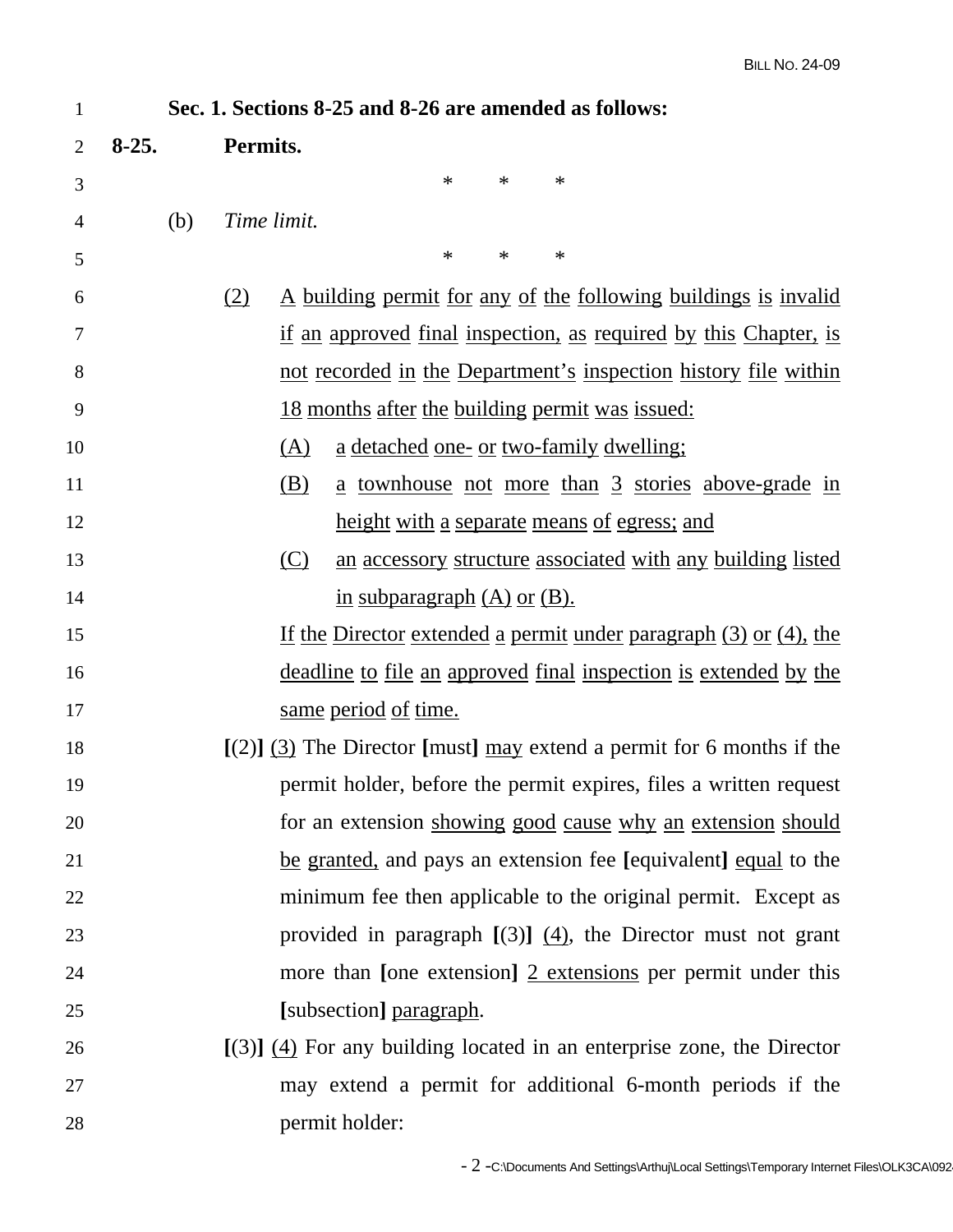**Sec. 1. Sections 8-25 and 8-26 are amended as follows:**

**8-25. Permits.**

\* \* \*

(b) *Time limit.*

\* \* \*

(2) A building permit for any of the following buildings is invalid if an approved final inspection, as required by this Chapter, is not recorded in the Department's inspection history file within 18 months after the building permit was issued:

(A) a detached one- or two-family dwelling;

(B) a townhouse not more than 3 stories above-grade in height with a separate means of egress; and

(C) an accessory structure associated with any building listed in subparagraph (A) or (B).

If the Director extended a permit under paragraph (3) or (4), the deadline to file an approved final inspection is extended by the same period of time.

**[**(2)**]** (3) The Director **[**must**]** may extend a permit for 6 months if the permit holder, before the permit expires, files a written request for an extension showing good cause why an extension should be granted, and pays an extension fee **[**equivalent**]** equal to the minimum fee then applicable to the original permit. Except as provided in paragraph **[**(3)**]** (4), the Director must not grant more than **[**one extension**]** 2 extensions per permit under this **[**subsection**]** paragraph.

**[**(3)**]** (4) For any building located in an enterprise zone, the Director may extend a permit for additional 6-month periods if the permit holder: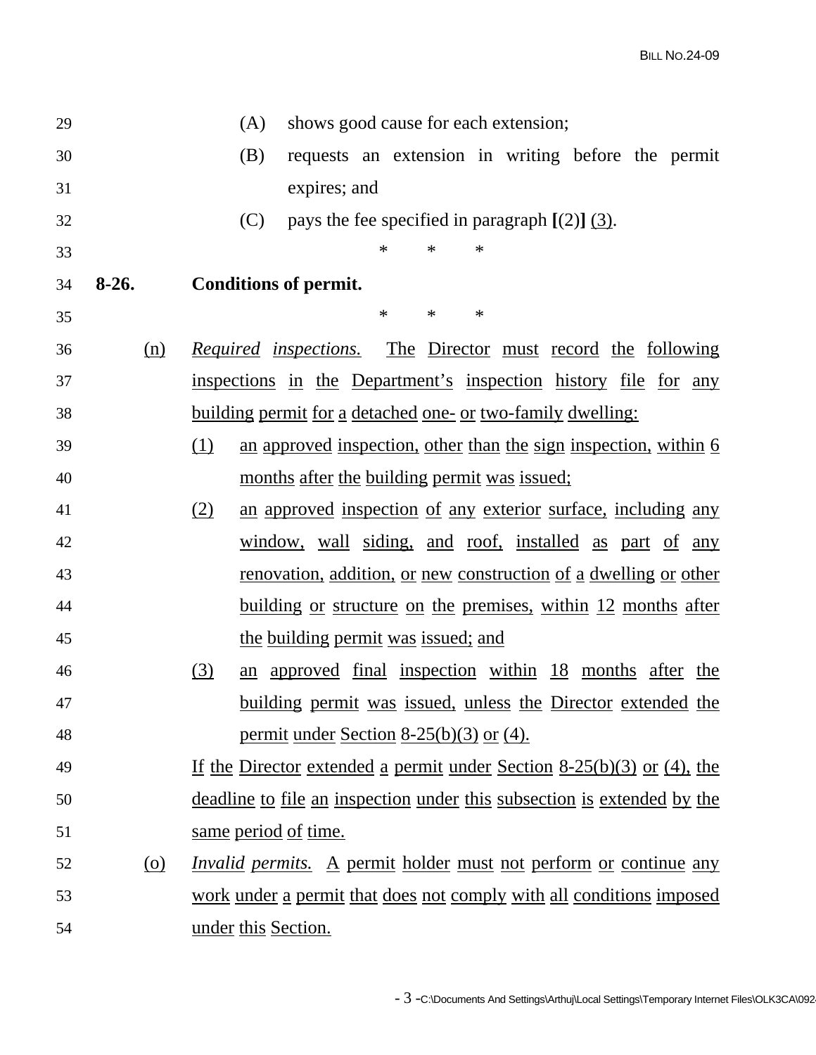(A) shows good cause for each extension;

(B) requests an extension in writing before the permit expires; and

(C) pays the fee specified in paragraph **[**(2)**]** <u>(3)</u>.

\* \* \*

**8-26. Conditions of permit.**

\* \* \*

<u>(n)</u> <u>*Required inspections.* The Director must record the following inspections in the Department's inspection history file for any building permit for a detached one- or two-family dwelling:</u>

<u>(1)</u> <u>an approved inspection, other than the sign inspection, within 6 months after the building permit was issued;</u>

<u>(2)</u> <u>an approved inspection of any exterior surface, including any window, wall siding, and roof, installed as part of any renovation, addition, or new construction of a dwelling or other building or structure on the premises, within 12 months after the building permit was issued; and</u>

<u>(3)</u> <u>an approved final inspection within 18 months after the building permit was issued, unless the Director extended the permit under Section 8-25(b)(3) or (4).</u>

<u>If the Director extended a permit under Section 8-25(b)(3) or (4), the deadline to file an inspection under this subsection is extended by the same period of time.</u>

<u>(o)</u> <u>*Invalid permits.* A permit holder must not perform or continue any work under a permit that does not comply with all conditions imposed under this Section.</u>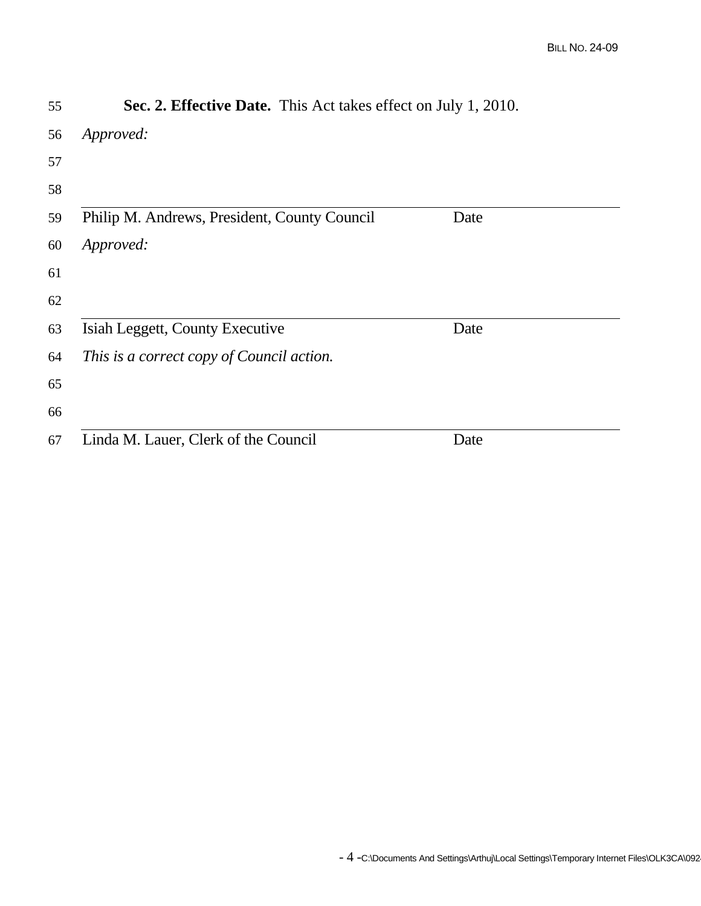**Sec. 2. Effective Date.** This Act takes effect on July 1, 2010.

*Approved:*

Philip M. Andrews, President, County Council Date

*Approved:*

Isiah Leggett, County Executive Date

*This is a correct copy of Council action.*

Linda M. Lauer, Clerk of the Council Date